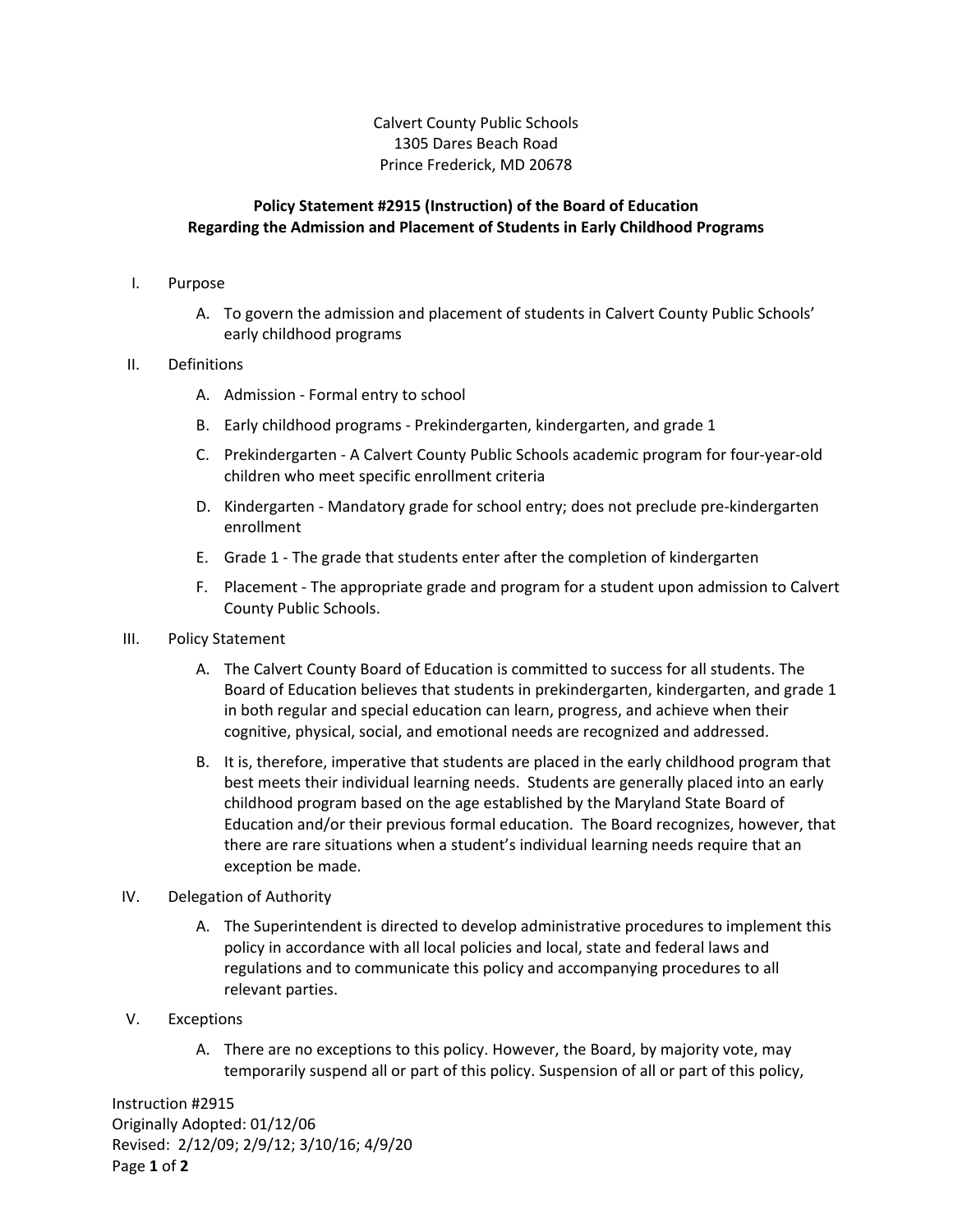Calvert County Public Schools
1305 Dares Beach Road
Prince Frederick, MD 20678

**Policy Statement #2915 (Instruction) of the Board of Education**
**Regarding the Admission and Placement of Students in Early Childhood Programs**

I. Purpose

   A. To govern the admission and placement of students in Calvert County Public Schools' early childhood programs

II. Definitions

   A. Admission - Formal entry to school

   B. Early childhood programs - Prekindergarten, kindergarten, and grade 1

   C. Prekindergarten - A Calvert County Public Schools academic program for four-year-old children who meet specific enrollment criteria

   D. Kindergarten - Mandatory grade for school entry; does not preclude pre-kindergarten enrollment

   E. Grade 1 - The grade that students enter after the completion of kindergarten

   F. Placement - The appropriate grade and program for a student upon admission to Calvert County Public Schools.

III. Policy Statement

   A. The Calvert County Board of Education is committed to success for all students. The Board of Education believes that students in prekindergarten, kindergarten, and grade 1 in both regular and special education can learn, progress, and achieve when their cognitive, physical, social, and emotional needs are recognized and addressed.

   B. It is, therefore, imperative that students are placed in the early childhood program that best meets their individual learning needs. Students are generally placed into an early childhood program based on the age established by the Maryland State Board of Education and/or their previous formal education. The Board recognizes, however, that there are rare situations when a student's individual learning needs require that an exception be made.

IV. Delegation of Authority

   A. The Superintendent is directed to develop administrative procedures to implement this policy in accordance with all local policies and local, state and federal laws and regulations and to communicate this policy and accompanying procedures to all relevant parties.

V. Exceptions

   A. There are no exceptions to this policy. However, the Board, by majority vote, may temporarily suspend all or part of this policy. Suspension of all or part of this policy,

Instruction #2915
Originally Adopted: 01/12/06
Revised: 2/12/09; 2/9/12; 3/10/16; 4/9/20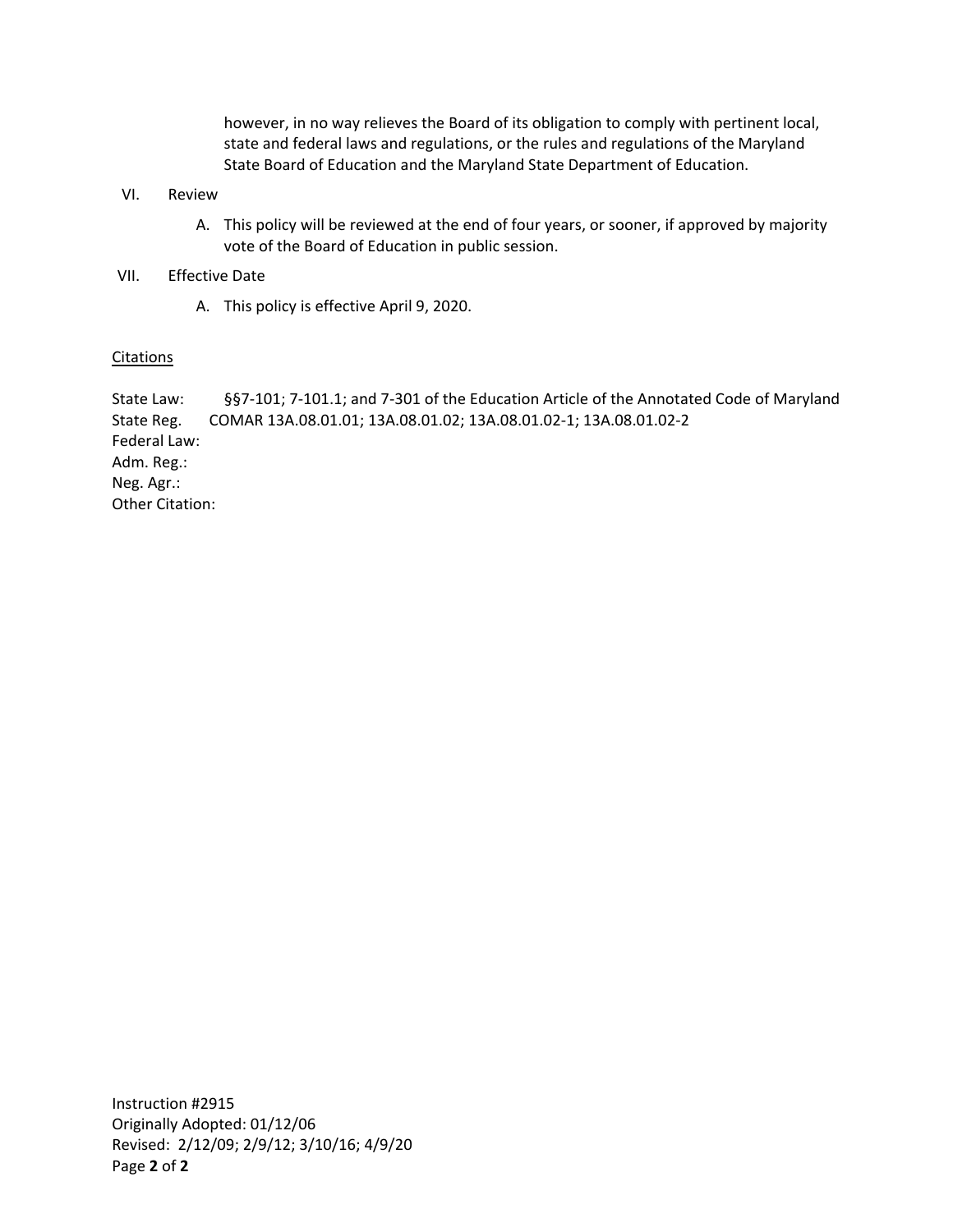however, in no way relieves the Board of its obligation to comply with pertinent local, state and federal laws and regulations, or the rules and regulations of the Maryland State Board of Education and the Maryland State Department of Education.

VI. Review

A. This policy will be reviewed at the end of four years, or sooner, if approved by majority vote of the Board of Education in public session.

VII. Effective Date

A. This policy is effective April 9, 2020.

Citations

State Law: §§7-101; 7-101.1; and 7-301 of the Education Article of the Annotated Code of Maryland
State Reg. COMAR 13A.08.01.01; 13A.08.01.02; 13A.08.01.02-1; 13A.08.01.02-2
Federal Law:
Adm. Reg.:
Neg. Agr.:
Other Citation:

Instruction #2915
Originally Adopted: 01/12/06
Revised: 2/12/09; 2/9/12; 3/10/16; 4/9/20